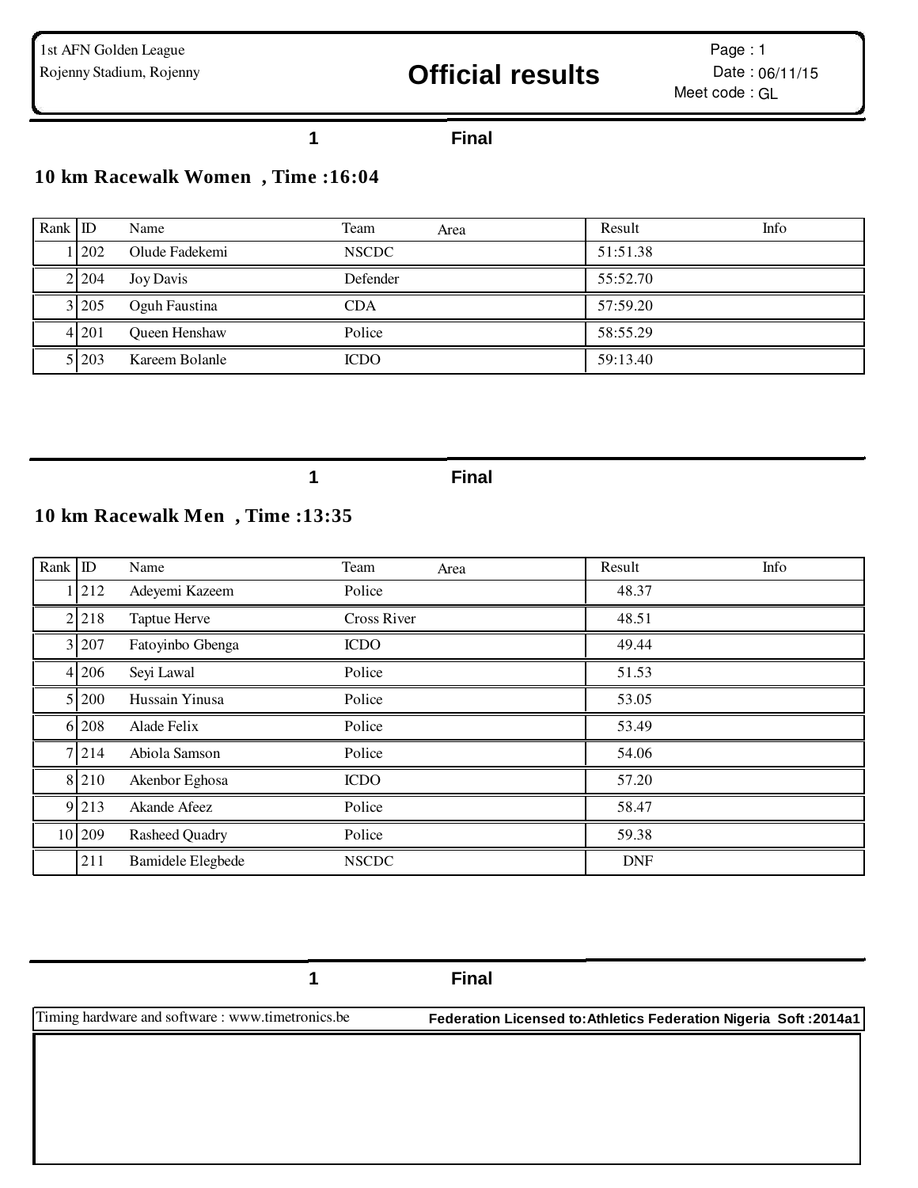1st AFN Golden League
Rojenny Stadium, Rojenny

# Official results

Page : 1
Date : 06/11/15
Meet code : GL

1 Final

## 10 km Racewalk Women , Time :16:04

| Rank | ID | Name | Team | Area | Result | Info |
|---|---|---|---|---|---|---|
| 1 | 202 | Olude Fadekemi | NSCDC | | 51:51.38 | |
| 2 | 204 | Joy Davis | Defender | | 55:52.70 | |
| 3 | 205 | Oguh Faustina | CDA | | 57:59.20 | |
| 4 | 201 | Queen Henshaw | Police | | 58:55.29 | |
| 5 | 203 | Kareem Bolanle | ICDO | | 59:13.40 | |

1 Final

## 10 km Racewalk Men , Time :13:35

| Rank | ID | Name | Team | Area | Result | Info |
|---|---|---|---|---|---|---|
| 1 | 212 | Adeyemi Kazeem | Police | | 48.37 | |
| 2 | 218 | Taptue Herve | Cross River | | 48.51 | |
| 3 | 207 | Fatoyinbo Gbenga | ICDO | | 49.44 | |
| 4 | 206 | Seyi Lawal | Police | | 51.53 | |
| 5 | 200 | Hussain Yinusa | Police | | 53.05 | |
| 6 | 208 | Alade Felix | Police | | 53.49 | |
| 7 | 214 | Abiola Samson | Police | | 54.06 | |
| 8 | 210 | Akenbor Eghosa | ICDO | | 57.20 | |
| 9 | 213 | Akande Afeez | Police | | 58.47 | |
| 10 | 209 | Rasheed Quadry | Police | | 59.38 | |
| | 211 | Bamidele Elegbede | NSCDC | | DNF | |

1 Final

Timing hardware and software : www.timetronics.be
Federation Licensed to:Athletics Federation Nigeria Soft :2014a1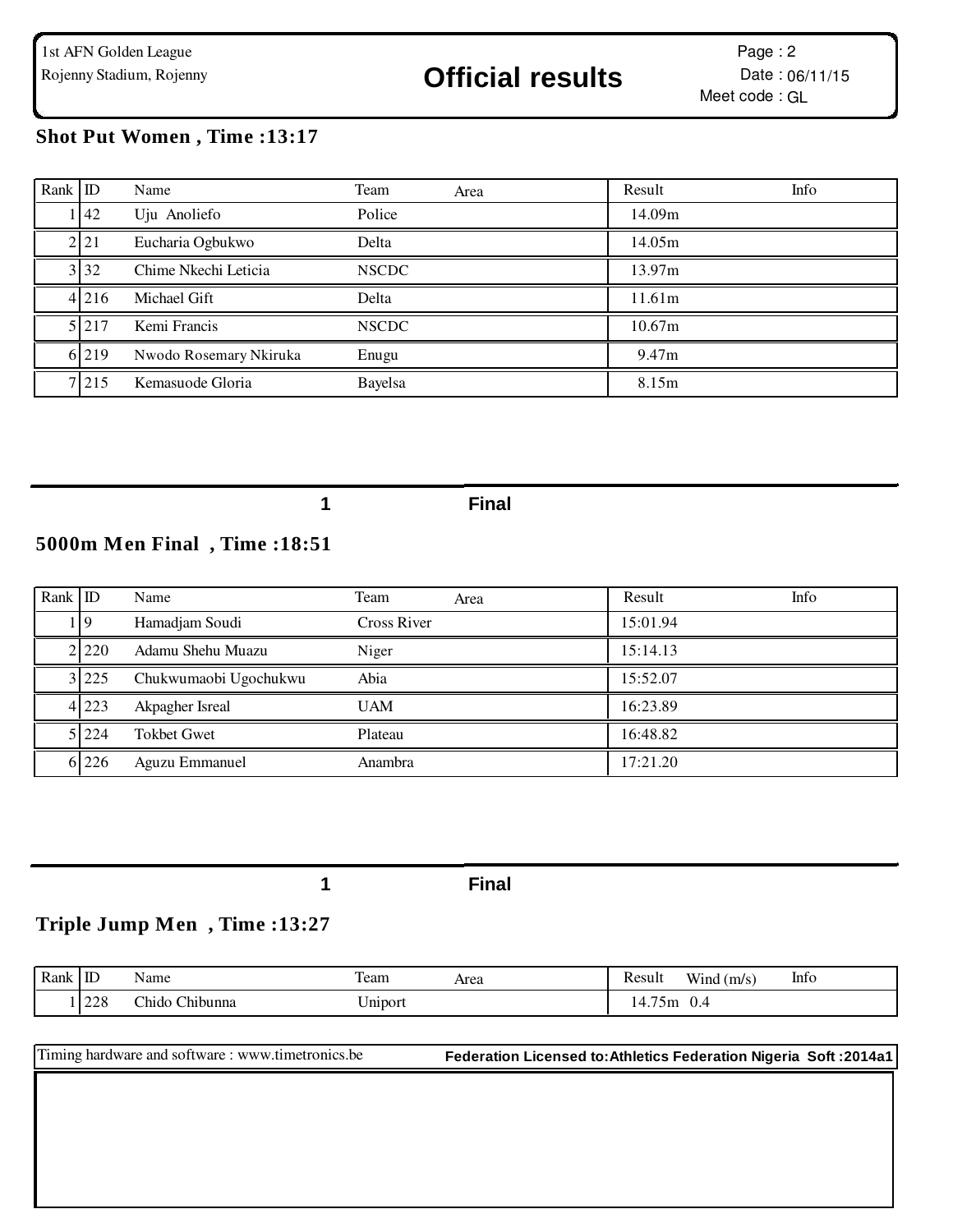## Shot Put Women , Time :13:17

| Rank | ID | Name | Team | Area | Result | Info |
|---|---|---|---|---|---|---|
| 1 | 42 | Uju Anoliefo | Police | | 14.09m | |
| 2 | 21 | Eucharia Ogbukwo | Delta | | 14.05m | |
| 3 | 32 | Chime Nkechi Leticia | NSCDC | | 13.97m | |
| 4 | 216 | Michael Gift | Delta | | 11.61m | |
| 5 | 217 | Kemi Francis | NSCDC | | 10.67m | |
| 6 | 219 | Nwodo Rosemary Nkiruka | Enugu | | 9.47m | |
| 7 | 215 | Kemasuode Gloria | Bayelsa | | 8.15m | |

1 Final

## 5000m Men Final , Time :18:51

| Rank | ID | Name | Team | Area | Result | Info |
|---|---|---|---|---|---|---|
| 1 | 9 | Hamadjam Soudi | Cross River | | 15:01.94 | |
| 2 | 220 | Adamu Shehu Muazu | Niger | | 15:14.13 | |
| 3 | 225 | Chukwumaobi Ugochukwu | Abia | | 15:52.07 | |
| 4 | 223 | Akpagher Isreal | UAM | | 16:23.89 | |
| 5 | 224 | Tokbet Gwet | Plateau | | 16:48.82 | |
| 6 | 226 | Aguzu Emmanuel | Anambra | | 17:21.20 | |

1 Final

## Triple Jump Men , Time :13:27

| Rank | ID | Name | Team | Area | Result | Wind (m/s) | Info |
|---|---|---|---|---|---|---|---|
| 1 | 228 | Chido Chibunna | Uniport | | 14.75m | 0.4 | |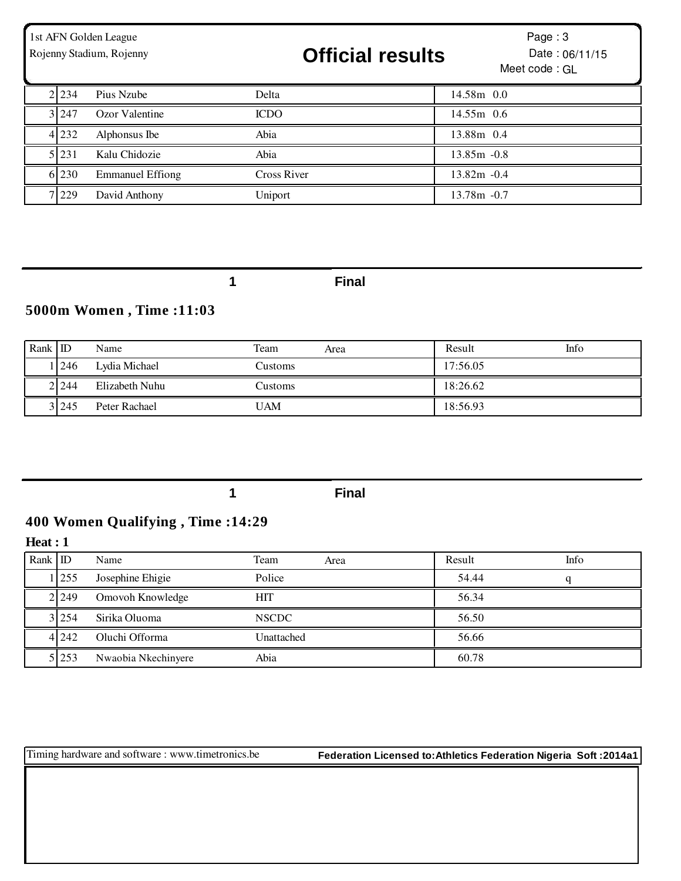| Rank | ID | Name | Team | Area | Result | Info |
|---|---|---|---|---|---|---|
| 2 | 234 | Pius Nzube | Delta | | 14.58m 0.0 | |
| 3 | 247 | Ozor Valentine | ICDO | | 14.55m 0.6 | |
| 4 | 232 | Alphonsus Ibe | Abia | | 13.88m 0.4 | |
| 5 | 231 | Kalu Chidozie | Abia | | 13.85m -0.8 | |
| 6 | 230 | Emmanuel Effiong | Cross River | | 13.82m -0.4 | |
| 7 | 229 | David Anthony | Uniport | | 13.78m -0.7 | |

1 Final

## 5000m Women , Time :11:03

| Rank | ID | Name | Team | Area | Result | Info |
|---|---|---|---|---|---|---|
| 1 | 246 | Lydia Michael | Customs | | 17:56.05 | |
| 2 | 244 | Elizabeth Nuhu | Customs | | 18:26.62 | |
| 3 | 245 | Peter Rachael | UAM | | 18:56.93 | |

1 Final

## 400 Women Qualifying , Time :14:29

**Heat : 1**

| Rank | ID | Name | Team | Area | Result | Info |
|---|---|---|---|---|---|---|
| 1 | 255 | Josephine Ehigie | Police | | 54.44 | q |
| 2 | 249 | Omovoh Knowledge | HIT | | 56.34 | |
| 3 | 254 | Sirika Oluoma | NSCDC | | 56.50 | |
| 4 | 242 | Oluchi Offorma | Unattached | | 56.66 | |
| 5 | 253 | Nwaobia Nkechinyere | Abia | | 60.78 | |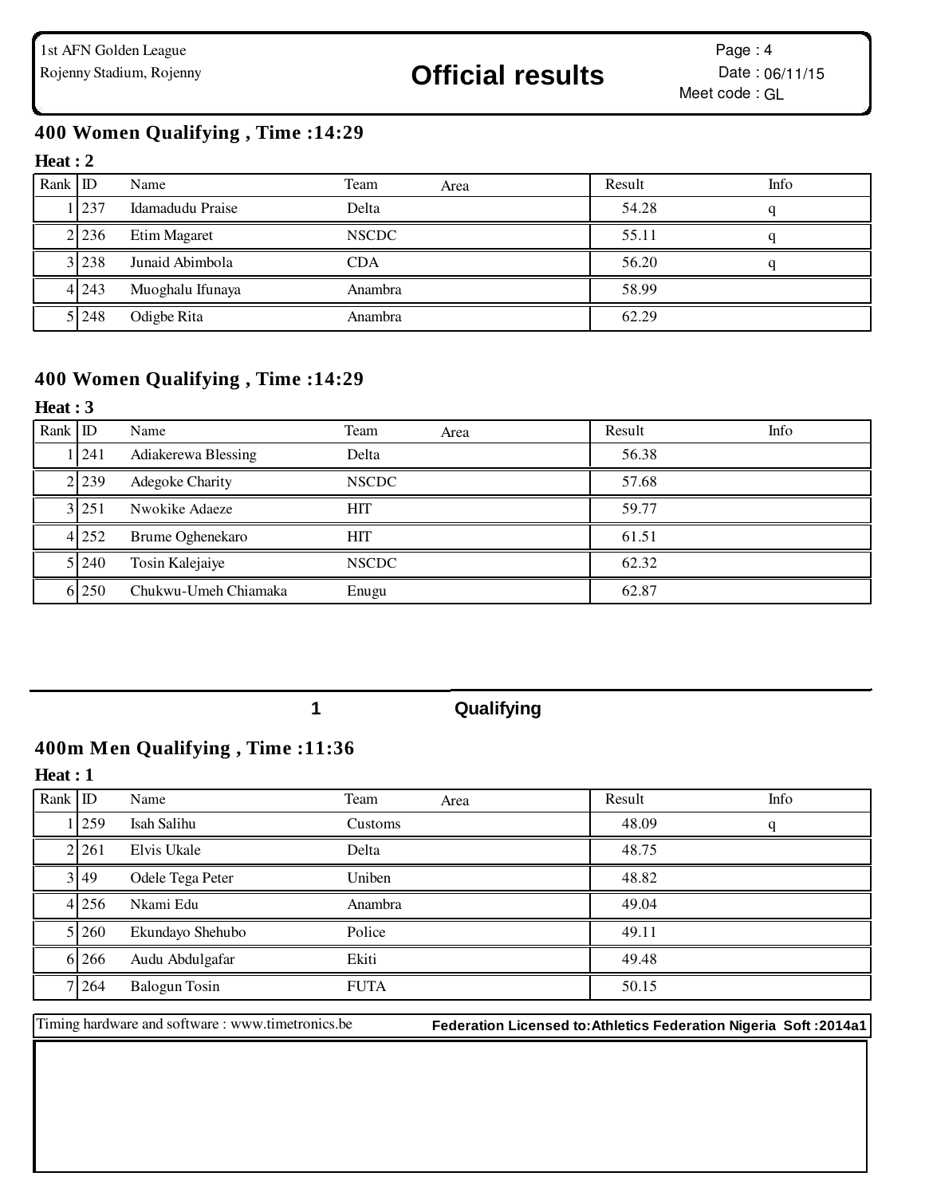# Official results

1st AFN Golden League
Rojenny Stadium, Rojenny

Date : 06/11/15
Meet code : GL

## 400 Women Qualifying , Time :14:29

**Heat : 2**

| Rank | ID | Name | Team | Area | Result | Info |
|---|---|---|---|---|---|---|
| 1 | 237 | Idamadudu Praise | Delta | | 54.28 | q |
| 2 | 236 | Etim Magaret | NSCDC | | 55.11 | q |
| 3 | 238 | Junaid Abimbola | CDA | | 56.20 | q |
| 4 | 243 | Muoghalu Ifunaya | Anambra | | 58.99 | |
| 5 | 248 | Odigbe Rita | Anambra | | 62.29 | |

## 400 Women Qualifying , Time :14:29

**Heat : 3**

| Rank | ID | Name | Team | Area | Result | Info |
|---|---|---|---|---|---|---|
| 1 | 241 | Adiakerewa Blessing | Delta | | 56.38 | |
| 2 | 239 | Adegoke Charity | NSCDC | | 57.68 | |
| 3 | 251 | Nwokike Adaeze | HIT | | 59.77 | |
| 4 | 252 | Brume Oghenekaro | HIT | | 61.51 | |
| 5 | 240 | Tosin Kalejaiye | NSCDC | | 62.32 | |
| 6 | 250 | Chukwu-Umeh Chiamaka | Enugu | | 62.87 | |

1 Qualifying

## 400m Men Qualifying , Time :11:36

**Heat : 1**

| Rank | ID | Name | Team | Area | Result | Info |
|---|---|---|---|---|---|---|
| 1 | 259 | Isah Salihu | Customs | | 48.09 | q |
| 2 | 261 | Elvis Ukale | Delta | | 48.75 | |
| 3 | 49 | Odele Tega Peter | Uniben | | 48.82 | |
| 4 | 256 | Nkami Edu | Anambra | | 49.04 | |
| 5 | 260 | Ekundayo Shehubo | Police | | 49.11 | |
| 6 | 266 | Audu Abdulgafar | Ekiti | | 49.48 | |
| 7 | 264 | Balogun Tosin | FUTA | | 50.15 | |

Timing hardware and software : www.timetronics.be — **Federation Licensed to:Athletics Federation Nigeria Soft :2014a1**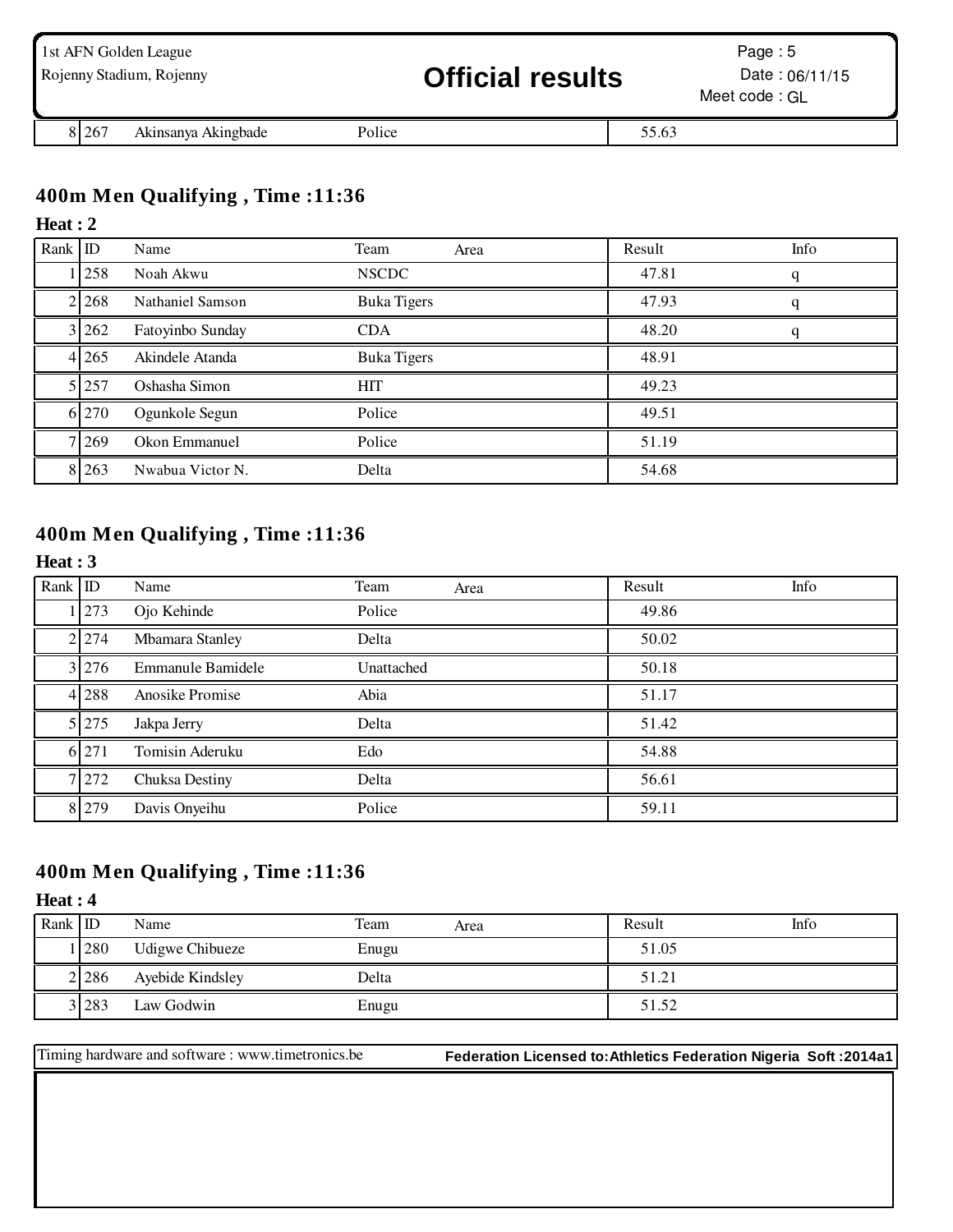| Rank | ID | Name | Team | Area | Result | Info |
|---|---|---|---|---|---|---|
| 8 | 267 | Akinsanya Akingbade | Police | | 55.63 | |

## 400m Men Qualifying , Time :11:36

**Heat : 2**

| Rank | ID | Name | Team | Area | Result | Info |
|---|---|---|---|---|---|---|
| 1 | 258 | Noah Akwu | NSCDC | | 47.81 | q |
| 2 | 268 | Nathaniel Samson | Buka Tigers | | 47.93 | q |
| 3 | 262 | Fatoyinbo Sunday | CDA | | 48.20 | q |
| 4 | 265 | Akindele Atanda | Buka Tigers | | 48.91 | |
| 5 | 257 | Oshasha Simon | HIT | | 49.23 | |
| 6 | 270 | Ogunkole Segun | Police | | 49.51 | |
| 7 | 269 | Okon Emmanuel | Police | | 51.19 | |
| 8 | 263 | Nwabua Victor N. | Delta | | 54.68 | |

## 400m Men Qualifying , Time :11:36

**Heat : 3**

| Rank | ID | Name | Team | Area | Result | Info |
|---|---|---|---|---|---|---|
| 1 | 273 | Ojo Kehinde | Police | | 49.86 | |
| 2 | 274 | Mbamara Stanley | Delta | | 50.02 | |
| 3 | 276 | Emmanule Bamidele | Unattached | | 50.18 | |
| 4 | 288 | Anosike Promise | Abia | | 51.17 | |
| 5 | 275 | Jakpa Jerry | Delta | | 51.42 | |
| 6 | 271 | Tomisin Aderuku | Edo | | 54.88 | |
| 7 | 272 | Chuksa Destiny | Delta | | 56.61 | |
| 8 | 279 | Davis Onyeihu | Police | | 59.11 | |

## 400m Men Qualifying , Time :11:36

**Heat : 4**

| Rank | ID | Name | Team | Area | Result | Info |
|---|---|---|---|---|---|---|
| 1 | 280 | Udigwe Chibueze | Enugu | | 51.05 | |
| 2 | 286 | Ayebide Kindsley | Delta | | 51.21 | |
| 3 | 283 | Law Godwin | Enugu | | 51.52 | |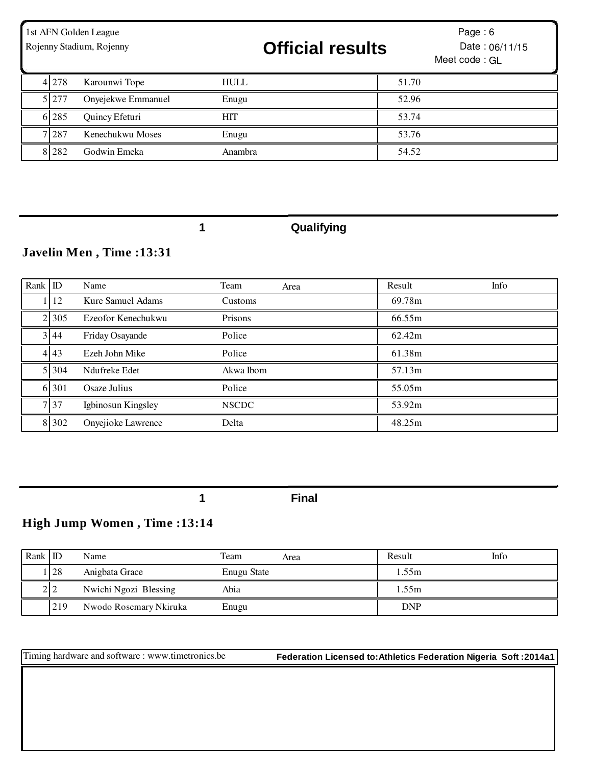| 4 | 278 | Karounwi Tope | HULL | 51.70 | |
|---|---|---|---|---|---|
| 5 | 277 | Onyejekwe Emmanuel | Enugu | 52.96 | |
| 6 | 285 | Quincy Efeturi | HIT | 53.74 | |
| 7 | 287 | Kenechukwu Moses | Enugu | 53.76 | |
| 8 | 282 | Godwin Emeka | Anambra | 54.52 | |

**1** **Qualifying**

## Javelin Men , Time :13:31

| Rank | ID | Name | Team | Area | Result | Info |
|---|---|---|---|---|---|---|
| 1 | 12 | Kure Samuel Adams | Customs | | 69.78m | |
| 2 | 305 | Ezeofor Kenechukwu | Prisons | | 66.55m | |
| 3 | 44 | Friday Osayande | Police | | 62.42m | |
| 4 | 43 | Ezeh John Mike | Police | | 61.38m | |
| 5 | 304 | Ndufreke Edet | Akwa Ibom | | 57.13m | |
| 6 | 301 | Osaze Julius | Police | | 55.05m | |
| 7 | 37 | Igbinosun Kingsley | NSCDC | | 53.92m | |
| 8 | 302 | Onyejioke Lawrence | Delta | | 48.25m | |

**1** **Final**

## High Jump Women , Time :13:14

| Rank | ID | Name | Team | Area | Result | Info |
|---|---|---|---|---|---|---|
| 1 | 28 | Anigbata Grace | Enugu State | | 1.55m | |
| 2 | 2 | Nwichi Ngozi Blessing | Abia | | 1.55m | |
| | 219 | Nwodo Rosemary Nkiruka | Enugu | | DNP | |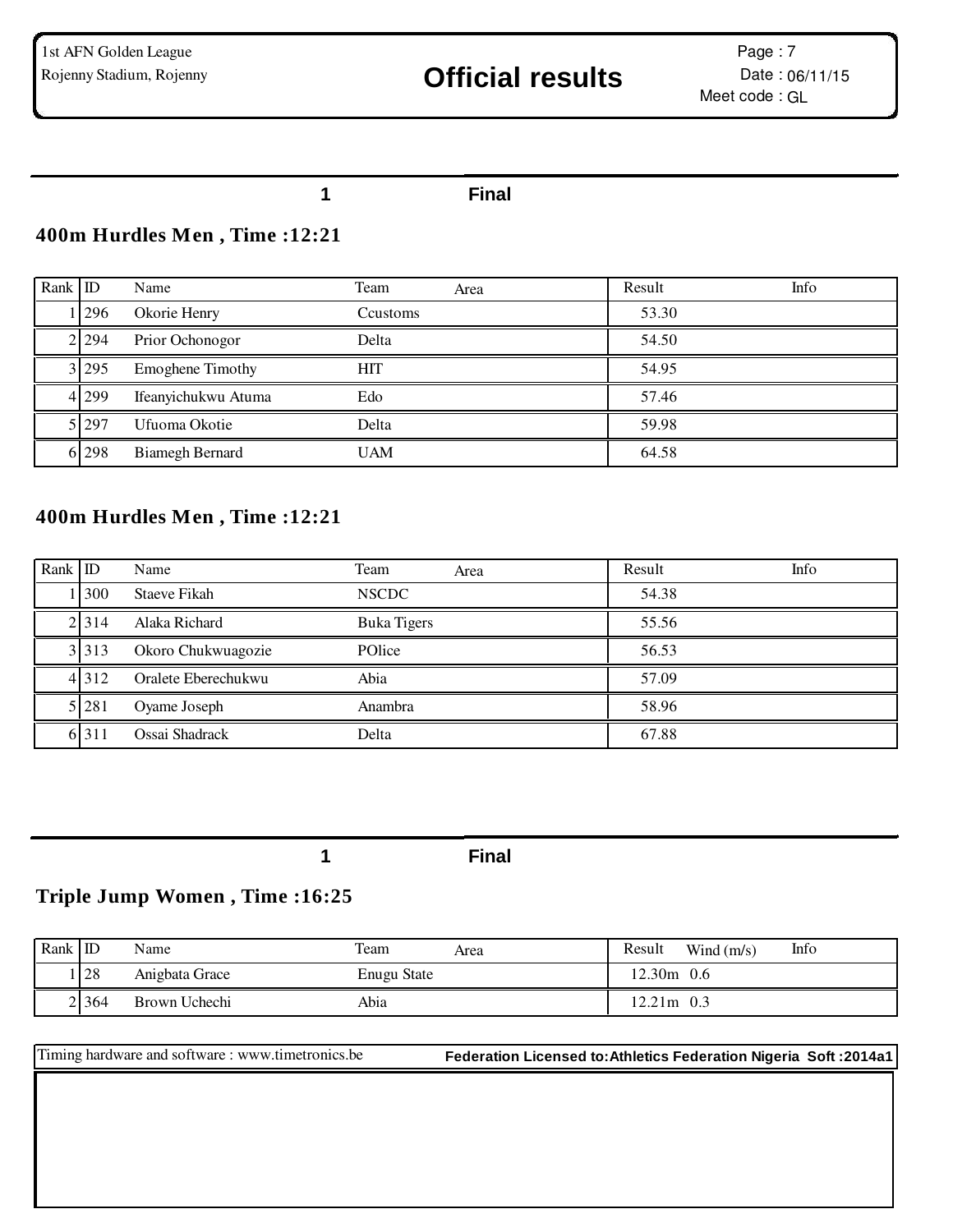1 **Final**

### 400m Hurdles Men , Time :12:21

| Rank | ID | Name | Team | Area | Result | Info |
|---|---|---|---|---|---|---|
| 1 | 296 | Okorie Henry | Ccustoms | | 53.30 | |
| 2 | 294 | Prior Ochonogor | Delta | | 54.50 | |
| 3 | 295 | Emoghene Timothy | HIT | | 54.95 | |
| 4 | 299 | Ifeanyichukwu Atuma | Edo | | 57.46 | |
| 5 | 297 | Ufuoma Okotie | Delta | | 59.98 | |
| 6 | 298 | Biamegh Bernard | UAM | | 64.58 | |

### 400m Hurdles Men , Time :12:21

| Rank | ID | Name | Team | Area | Result | Info |
|---|---|---|---|---|---|---|
| 1 | 300 | Staeve Fikah | NSCDC | | 54.38 | |
| 2 | 314 | Alaka Richard | Buka Tigers | | 55.56 | |
| 3 | 313 | Okoro Chukwuagozie | POlice | | 56.53 | |
| 4 | 312 | Oralete Eberechukwu | Abia | | 57.09 | |
| 5 | 281 | Oyame Joseph | Anambra | | 58.96 | |
| 6 | 311 | Ossai Shadrack | Delta | | 67.88 | |

1 **Final**

### Triple Jump Women , Time :16:25

| Rank | ID | Name | Team | Area | Result | Wind (m/s) | Info |
|---|---|---|---|---|---|---|---|
| 1 | 28 | Anigbata Grace | Enugu State | | 12.30m | 0.6 | |
| 2 | 364 | Brown Uchechi | Abia | | 12.21m | 0.3 | |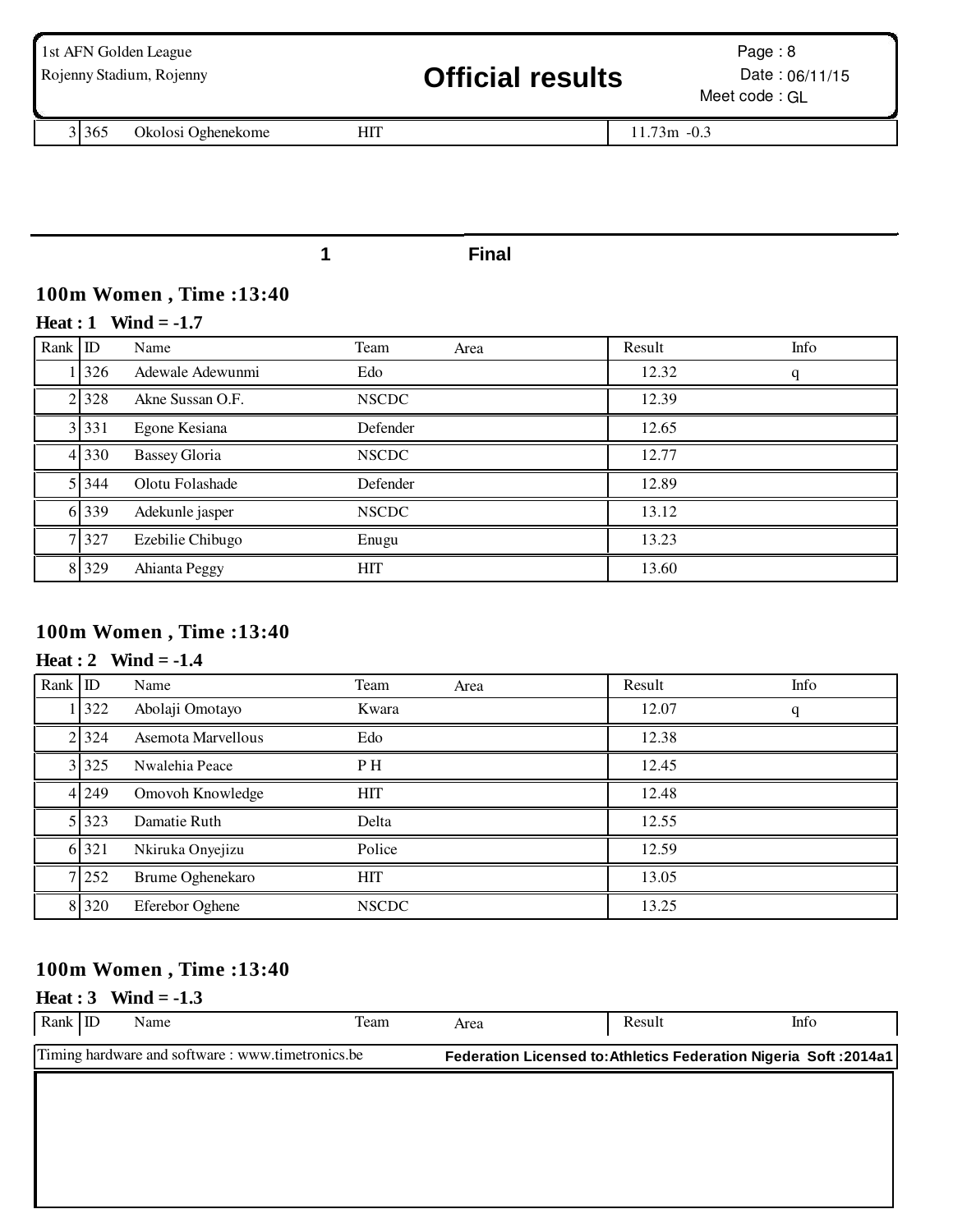| 3 | 365 | Okolosi Oghenekome | HIT | | 11.73m -0.3 | |
|---|---|---|---|---|---|---|

1 Final

## 100m Women , Time :13:40

**Heat : 1 Wind = -1.7**

| Rank | ID | Name | Team | Area | Result | Info |
|---|---|---|---|---|---|---|
| 1 | 326 | Adewale Adewunmi | Edo | | 12.32 | q |
| 2 | 328 | Akne Sussan O.F. | NSCDC | | 12.39 | |
| 3 | 331 | Egone Kesiana | Defender | | 12.65 | |
| 4 | 330 | Bassey Gloria | NSCDC | | 12.77 | |
| 5 | 344 | Olotu Folashade | Defender | | 12.89 | |
| 6 | 339 | Adekunle jasper | NSCDC | | 13.12 | |
| 7 | 327 | Ezebilie Chibugo | Enugu | | 13.23 | |
| 8 | 329 | Ahianta Peggy | HIT | | 13.60 | |

## 100m Women , Time :13:40

**Heat : 2 Wind = -1.4**

| Rank | ID | Name | Team | Area | Result | Info |
|---|---|---|---|---|---|---|
| 1 | 322 | Abolaji Omotayo | Kwara | | 12.07 | q |
| 2 | 324 | Asemota Marvellous | Edo | | 12.38 | |
| 3 | 325 | Nwalehia Peace | P H | | 12.45 | |
| 4 | 249 | Omovoh Knowledge | HIT | | 12.48 | |
| 5 | 323 | Damatie Ruth | Delta | | 12.55 | |
| 6 | 321 | Nkiruka Onyejizu | Police | | 12.59 | |
| 7 | 252 | Brume Oghenekaro | HIT | | 13.05 | |
| 8 | 320 | Eferebor Oghene | NSCDC | | 13.25 | |

## 100m Women , Time :13:40

**Heat : 3 Wind = -1.3**

| Rank | ID | Name | Team | Area | Result | Info |
|---|---|---|---|---|---|---|

Timing hardware and software : www.timetronics.be

**Federation Licensed to:Athletics Federation Nigeria Soft :2014a1**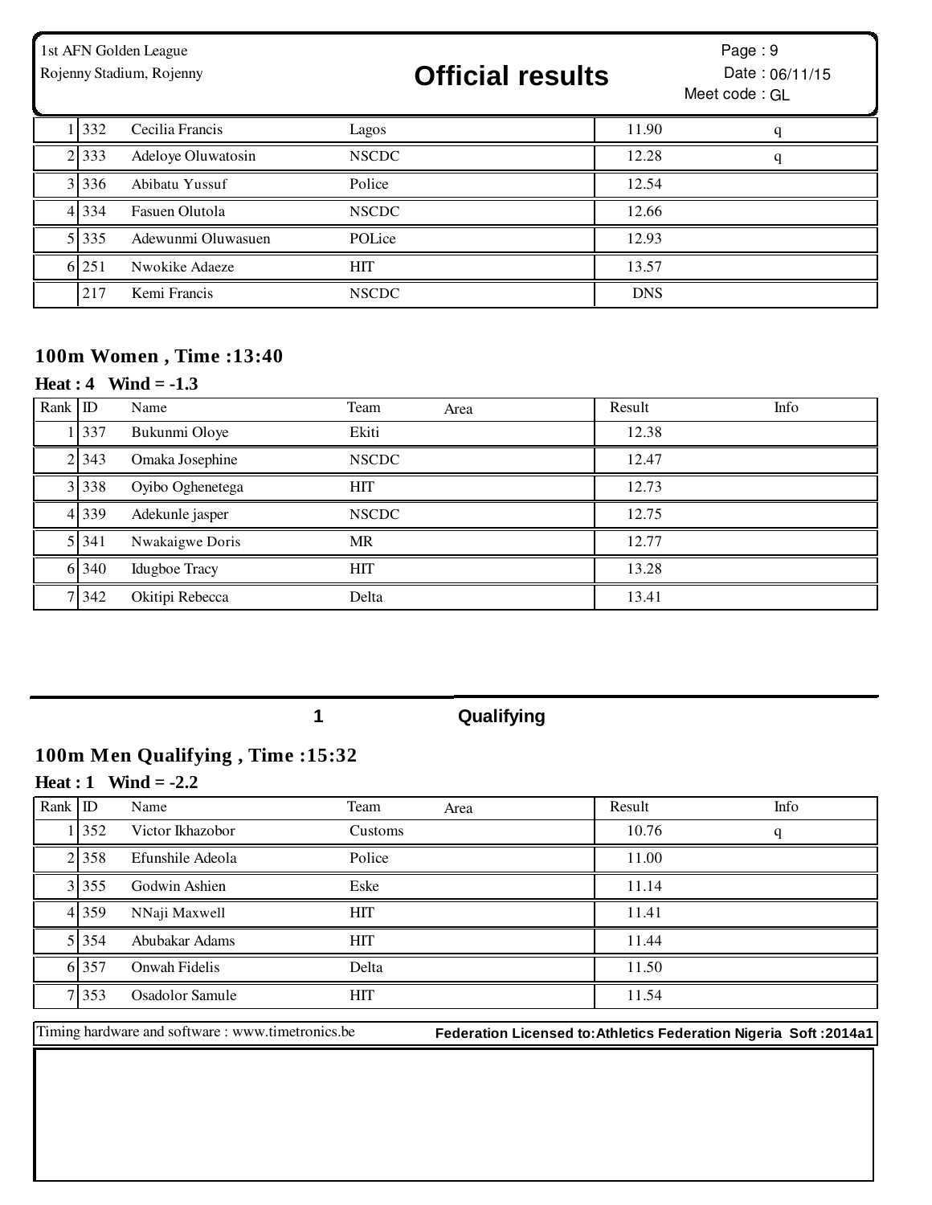| Rank | ID | Name | Team | Area | Result | Info |
|---|---|---|---|---|---|---|
| 1 | 332 | Cecilia Francis | Lagos | | 11.90 | q |
| 2 | 333 | Adeloye Oluwatosin | NSCDC | | 12.28 | q |
| 3 | 336 | Abibatu Yussuf | Police | | 12.54 | |
| 4 | 334 | Fasuen Olutola | NSCDC | | 12.66 | |
| 5 | 335 | Adewunmi Oluwasuen | POLice | | 12.93 | |
| 6 | 251 | Nwokike Adaeze | HIT | | 13.57 | |
| | 217 | Kemi Francis | NSCDC | | DNS | |

## 100m Women , Time :13:40

**Heat : 4 Wind = -1.3**

| Rank | ID | Name | Team | Area | Result | Info |
|---|---|---|---|---|---|---|
| 1 | 337 | Bukunmi Oloye | Ekiti | | 12.38 | |
| 2 | 343 | Omaka Josephine | NSCDC | | 12.47 | |
| 3 | 338 | Oyibo Oghenetega | HIT | | 12.73 | |
| 4 | 339 | Adekunle jasper | NSCDC | | 12.75 | |
| 5 | 341 | Nwakaigwe Doris | MR | | 12.77 | |
| 6 | 340 | Idugboe Tracy | HIT | | 13.28 | |
| 7 | 342 | Okitipi Rebecca | Delta | | 13.41 | |

**1 Qualifying**

## 100m Men Qualifying , Time :15:32

**Heat : 1 Wind = -2.2**

| Rank | ID | Name | Team | Area | Result | Info |
|---|---|---|---|---|---|---|
| 1 | 352 | Victor Ikhazobor | Customs | | 10.76 | q |
| 2 | 358 | Efunshile Adeola | Police | | 11.00 | |
| 3 | 355 | Godwin Ashien | Eske | | 11.14 | |
| 4 | 359 | NNaji Maxwell | HIT | | 11.41 | |
| 5 | 354 | Abubakar Adams | HIT | | 11.44 | |
| 6 | 357 | Onwah Fidelis | Delta | | 11.50 | |
| 7 | 353 | Osadolor Samule | HIT | | 11.54 | |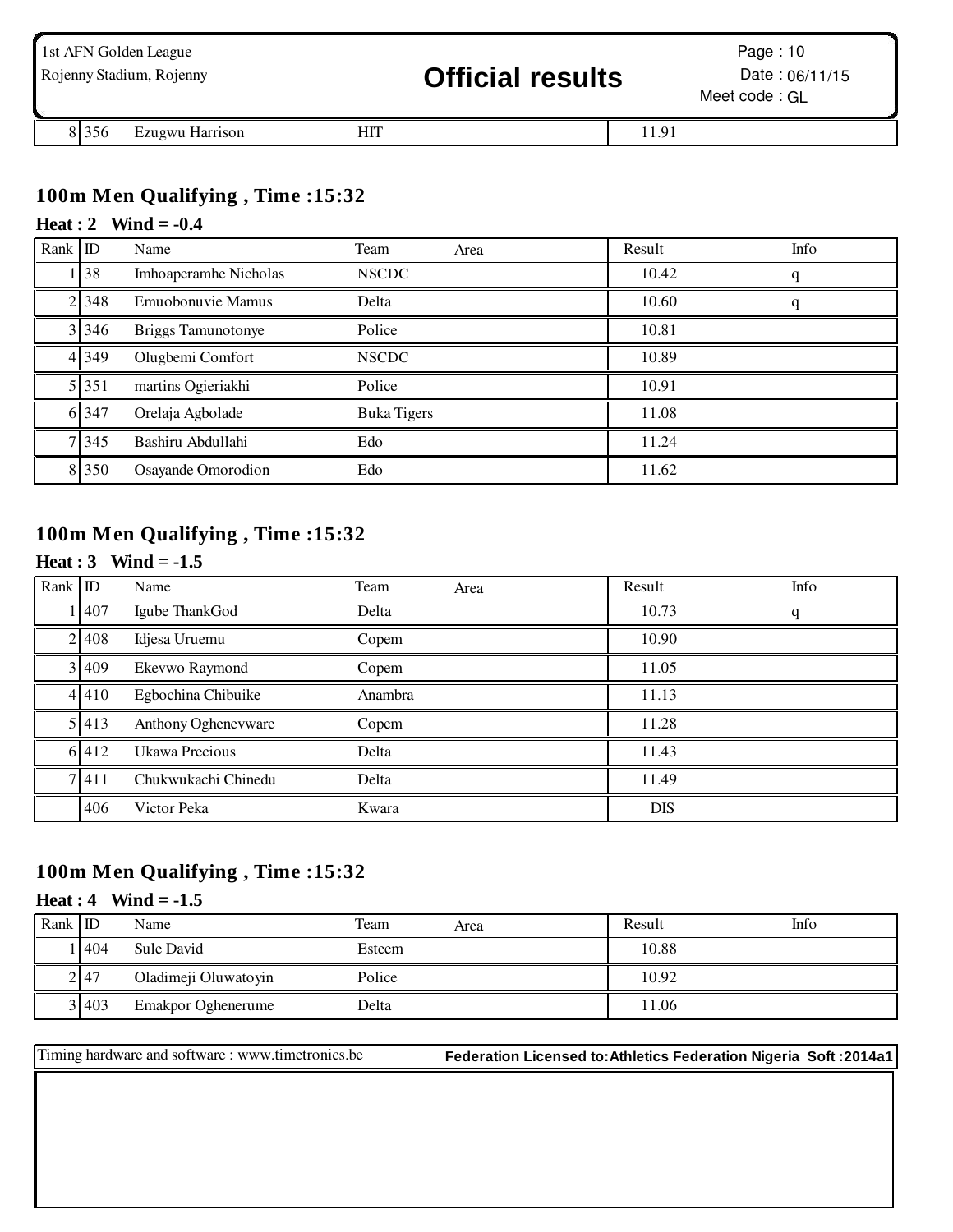| Rank | ID | Name | Team | Area | Result | Info |
|---|---|---|---|---|---|---|
| 8 | 356 | Ezugwu Harrison | HIT | | 11.91 | |

## 100m Men Qualifying , Time :15:32

**Heat : 2 Wind = -0.4**

| Rank | ID | Name | Team | Area | Result | Info |
|---|---|---|---|---|---|---|
| 1 | 38 | Imhoaperamhe Nicholas | NSCDC | | 10.42 | q |
| 2 | 348 | Emuobonuvie Mamus | Delta | | 10.60 | q |
| 3 | 346 | Briggs Tamunotonye | Police | | 10.81 | |
| 4 | 349 | Olugbemi Comfort | NSCDC | | 10.89 | |
| 5 | 351 | martins Ogieriakhi | Police | | 10.91 | |
| 6 | 347 | Orelaja Agbolade | Buka Tigers | | 11.08 | |
| 7 | 345 | Bashiru Abdullahi | Edo | | 11.24 | |
| 8 | 350 | Osayande Omorodion | Edo | | 11.62 | |

## 100m Men Qualifying , Time :15:32

**Heat : 3 Wind = -1.5**

| Rank | ID | Name | Team | Area | Result | Info |
|---|---|---|---|---|---|---|
| 1 | 407 | Igube ThankGod | Delta | | 10.73 | q |
| 2 | 408 | Idjesa Uruemu | Copem | | 10.90 | |
| 3 | 409 | Ekevwo Raymond | Copem | | 11.05 | |
| 4 | 410 | Egbochina Chibuike | Anambra | | 11.13 | |
| 5 | 413 | Anthony Oghenevware | Copem | | 11.28 | |
| 6 | 412 | Ukawa Precious | Delta | | 11.43 | |
| 7 | 411 | Chukwukachi Chinedu | Delta | | 11.49 | |
| | 406 | Victor Peka | Kwara | | DIS | |

## 100m Men Qualifying , Time :15:32

**Heat : 4 Wind = -1.5**

| Rank | ID | Name | Team | Area | Result | Info |
|---|---|---|---|---|---|---|
| 1 | 404 | Sule David | Esteem | | 10.88 | |
| 2 | 47 | Oladimeji Oluwatoyin | Police | | 10.92 | |
| 3 | 403 | Emakpor Oghenerume | Delta | | 11.06 | |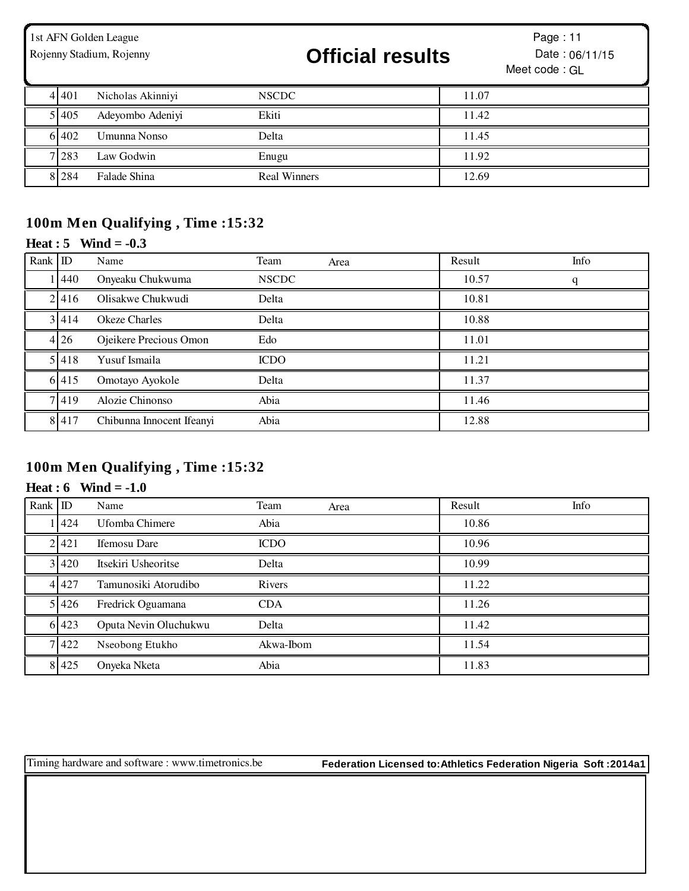| Rank | ID | Name | Team | Area | Result | Info |
|---|---|---|---|---|---|---|
| 4 | 401 | Nicholas Akinniyi | NSCDC | | 11.07 | |
| 5 | 405 | Adeyombo Adeniyi | Ekiti | | 11.42 | |
| 6 | 402 | Umunna Nonso | Delta | | 11.45 | |
| 7 | 283 | Law Godwin | Enugu | | 11.92 | |
| 8 | 284 | Falade Shina | Real Winners | | 12.69 | |

## 100m Men Qualifying , Time :15:32

**Heat : 5 Wind = -0.3**

| Rank | ID | Name | Team | Area | Result | Info |
|---|---|---|---|---|---|---|
| 1 | 440 | Onyeaku Chukwuma | NSCDC | | 10.57 | q |
| 2 | 416 | Olisakwe Chukwudi | Delta | | 10.81 | |
| 3 | 414 | Okeze Charles | Delta | | 10.88 | |
| 4 | 26 | Ojeikere Precious Omon | Edo | | 11.01 | |
| 5 | 418 | Yusuf Ismaila | ICDO | | 11.21 | |
| 6 | 415 | Omotayo Ayokole | Delta | | 11.37 | |
| 7 | 419 | Alozie Chinonso | Abia | | 11.46 | |
| 8 | 417 | Chibunna Innocent Ifeanyi | Abia | | 12.88 | |

## 100m Men Qualifying , Time :15:32

**Heat : 6 Wind = -1.0**

| Rank | ID | Name | Team | Area | Result | Info |
|---|---|---|---|---|---|---|
| 1 | 424 | Ufomba Chimere | Abia | | 10.86 | |
| 2 | 421 | Ifemosu Dare | ICDO | | 10.96 | |
| 3 | 420 | Itsekiri Usheoritse | Delta | | 10.99 | |
| 4 | 427 | Tamunosiki Atorudibo | Rivers | | 11.22 | |
| 5 | 426 | Fredrick Oguamana | CDA | | 11.26 | |
| 6 | 423 | Oputa Nevin Oluchukwu | Delta | | 11.42 | |
| 7 | 422 | Nseobong Etukho | Akwa-Ibom | | 11.54 | |
| 8 | 425 | Onyeka Nketa | Abia | | 11.83 | |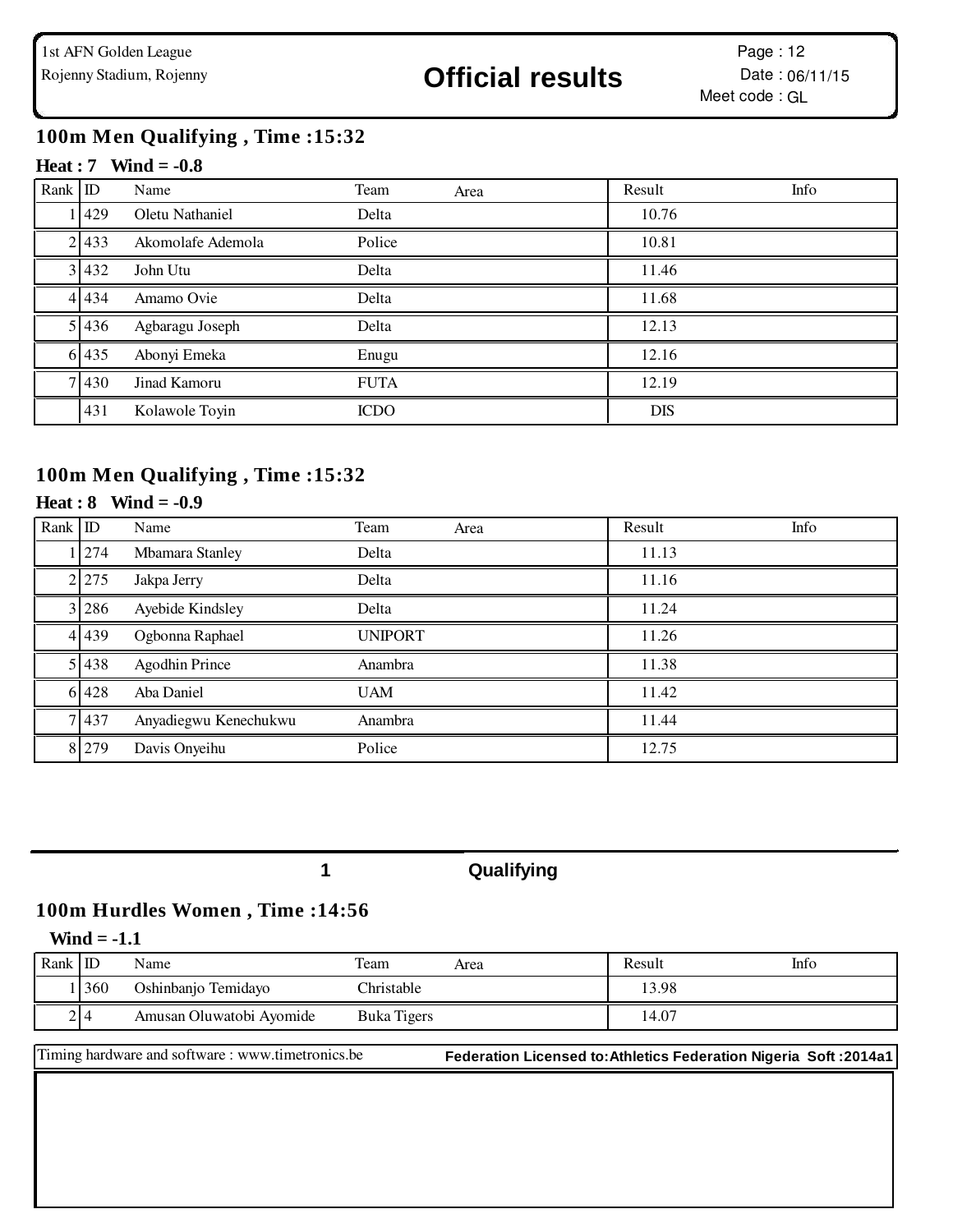## 100m Men Qualifying , Time :15:32

**Heat : 7 Wind = -0.8**

| Rank | ID | Name | Team | Area | Result | Info |
|---|---|---|---|---|---|---|
| 1 | 429 | Oletu Nathaniel | Delta | | 10.76 | |
| 2 | 433 | Akomolafe Ademola | Police | | 10.81 | |
| 3 | 432 | John Utu | Delta | | 11.46 | |
| 4 | 434 | Amamo Ovie | Delta | | 11.68 | |
| 5 | 436 | Agbaragu Joseph | Delta | | 12.13 | |
| 6 | 435 | Abonyi Emeka | Enugu | | 12.16 | |
| 7 | 430 | Jinad Kamoru | FUTA | | 12.19 | |
| | 431 | Kolawole Toyin | ICDO | | DIS | |

## 100m Men Qualifying , Time :15:32

**Heat : 8 Wind = -0.9**

| Rank | ID | Name | Team | Area | Result | Info |
|---|---|---|---|---|---|---|
| 1 | 274 | Mbamara Stanley | Delta | | 11.13 | |
| 2 | 275 | Jakpa Jerry | Delta | | 11.16 | |
| 3 | 286 | Ayebide Kindsley | Delta | | 11.24 | |
| 4 | 439 | Ogbonna Raphael | UNIPORT | | 11.26 | |
| 5 | 438 | Agodhin Prince | Anambra | | 11.38 | |
| 6 | 428 | Aba Daniel | UAM | | 11.42 | |
| 7 | 437 | Anyadiegwu Kenechukwu | Anambra | | 11.44 | |
| 8 | 279 | Davis Onyeihu | Police | | 12.75 | |

**1 Qualifying**

## 100m Hurdles Women , Time :14:56

**Wind = -1.1**

| Rank | ID | Name | Team | Area | Result | Info |
|---|---|---|---|---|---|---|
| 1 | 360 | Oshinbanjo Temidayo | Christable | | 13.98 | |
| 2 | 4 | Amusan Oluwatobi Ayomide | Buka Tigers | | 14.07 | |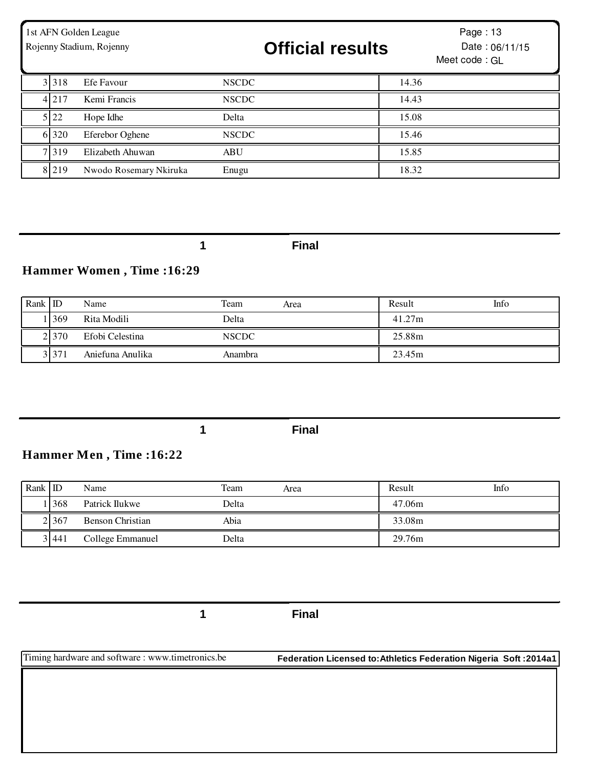| Rank | ID | Name | Team | Result |
|---|---|---|---|---|
| 3 | 318 | Efe Favour | NSCDC | 14.36 |
| 4 | 217 | Kemi Francis | NSCDC | 14.43 |
| 5 | 22 | Hope Idhe | Delta | 15.08 |
| 6 | 320 | Eferebor Oghene | NSCDC | 15.46 |
| 7 | 319 | Elizabeth Ahuwan | ABU | 15.85 |
| 8 | 219 | Nwodo Rosemary Nkiruka | Enugu | 18.32 |

1 Final

## Hammer Women , Time :16:29

| Rank | ID | Name | Team | Area | Result | Info |
|---|---|---|---|---|---|---|
| 1 | 369 | Rita Modili | Delta | | 41.27m | |
| 2 | 370 | Efobi Celestina | NSCDC | | 25.88m | |
| 3 | 371 | Aniefuna Anulika | Anambra | | 23.45m | |

1 Final

## Hammer Men , Time :16:22

| Rank | ID | Name | Team | Area | Result | Info |
|---|---|---|---|---|---|---|
| 1 | 368 | Patrick Ilukwe | Delta | | 47.06m | |
| 2 | 367 | Benson Christian | Abia | | 33.08m | |
| 3 | 441 | College Emmanuel | Delta | | 29.76m | |

1 Final

Timing hardware and software : www.timetronics.be | Federation Licensed to:Athletics Federation Nigeria Soft :2014a1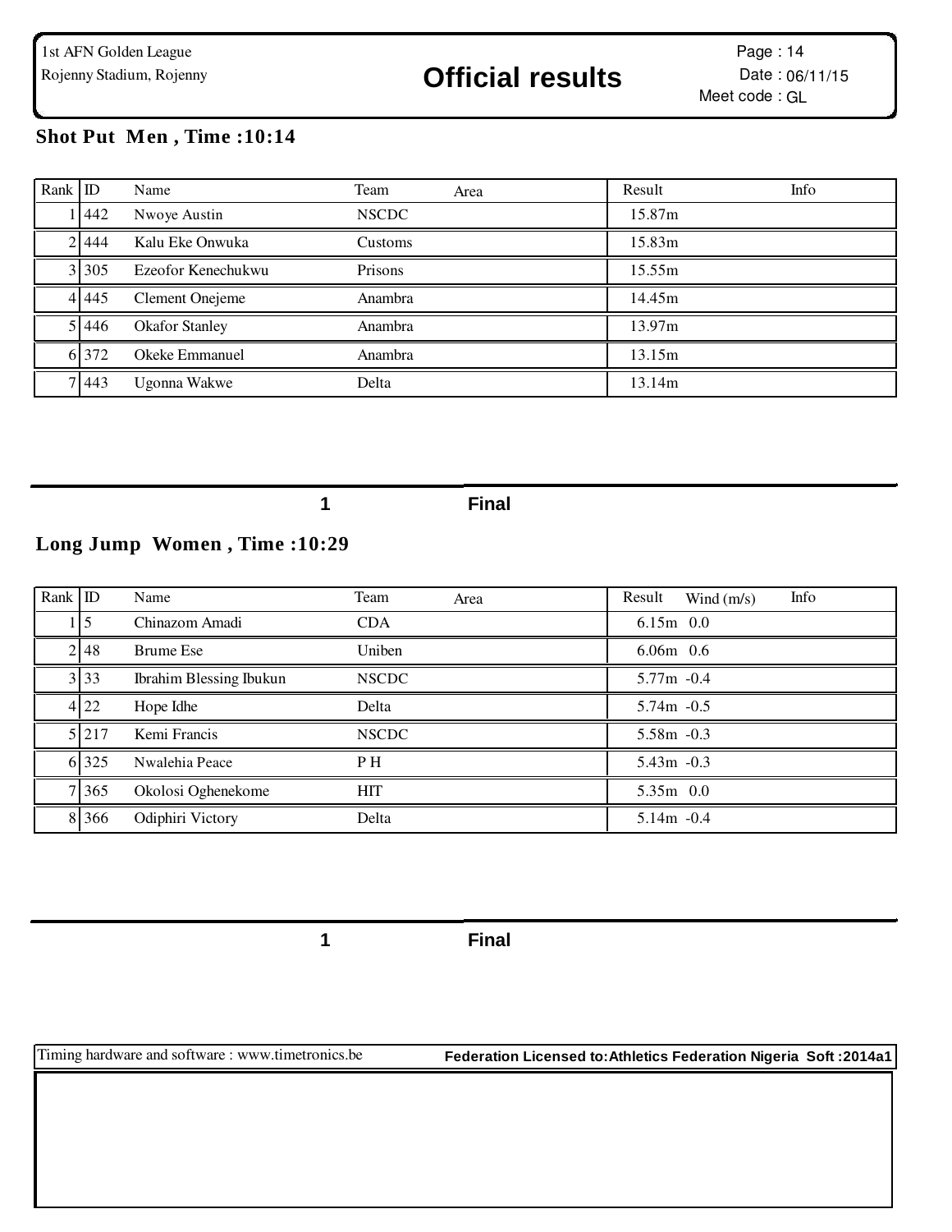1st AFN Golden League
Rojenny Stadium, Rojenny

# Official results

Page : 14
Date : 06/11/15
Meet code : GL

## Shot Put Men , Time :10:14

| Rank | ID | Name | Team | Area | Result | Info |
|---|---|---|---|---|---|---|
| 1 | 442 | Nwoye Austin | NSCDC | | 15.87m | |
| 2 | 444 | Kalu Eke Onwuka | Customs | | 15.83m | |
| 3 | 305 | Ezeofor Kenechukwu | Prisons | | 15.55m | |
| 4 | 445 | Clement Onejeme | Anambra | | 14.45m | |
| 5 | 446 | Okafor Stanley | Anambra | | 13.97m | |
| 6 | 372 | Okeke Emmanuel | Anambra | | 13.15m | |
| 7 | 443 | Ugonna Wakwe | Delta | | 13.14m | |

1 Final

## Long Jump Women , Time :10:29

| Rank | ID | Name | Team | Area | Result | Wind (m/s) | Info |
|---|---|---|---|---|---|---|---|
| 1 | 5 | Chinazom Amadi | CDA | | 6.15m | 0.0 | |
| 2 | 48 | Brume Ese | Uniben | | 6.06m | 0.6 | |
| 3 | 33 | Ibrahim Blessing Ibukun | NSCDC | | 5.77m | -0.4 | |
| 4 | 22 | Hope Idhe | Delta | | 5.74m | -0.5 | |
| 5 | 217 | Kemi Francis | NSCDC | | 5.58m | -0.3 | |
| 6 | 325 | Nwalehia Peace | P H | | 5.43m | -0.3 | |
| 7 | 365 | Okolosi Oghenekome | HIT | | 5.35m | 0.0 | |
| 8 | 366 | Odiphiri Victory | Delta | | 5.14m | -0.4 | |

1 Final

Timing hardware and software : www.timetronics.be — **Federation Licensed to:Athletics Federation Nigeria Soft :2014a1**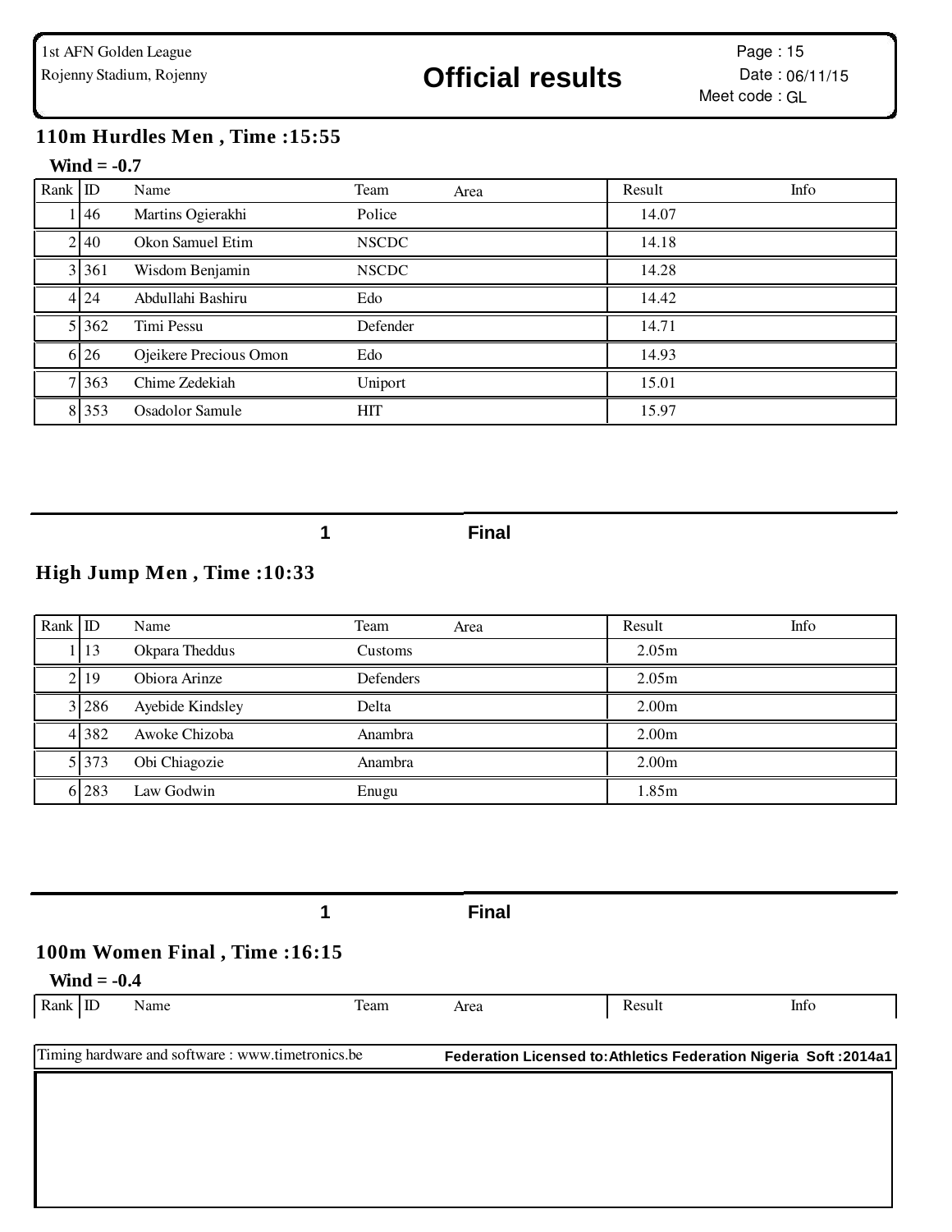## 110m Hurdles Men , Time :15:55

**Wind = -0.7**

| Rank | ID | Name | Team | Area | Result | Info |
|---|---|---|---|---|---|---|
| 1 | 46 | Martins Ogierakhi | Police | | 14.07 | |
| 2 | 40 | Okon Samuel Etim | NSCDC | | 14.18 | |
| 3 | 361 | Wisdom Benjamin | NSCDC | | 14.28 | |
| 4 | 24 | Abdullahi Bashiru | Edo | | 14.42 | |
| 5 | 362 | Timi Pessu | Defender | | 14.71 | |
| 6 | 26 | Ojeikere Precious Omon | Edo | | 14.93 | |
| 7 | 363 | Chime Zedekiah | Uniport | | 15.01 | |
| 8 | 353 | Osadolor Samule | HIT | | 15.97 | |

1 Final

## High Jump Men , Time :10:33

| Rank | ID | Name | Team | Area | Result | Info |
|---|---|---|---|---|---|---|
| 1 | 13 | Okpara Theddus | Customs | | 2.05m | |
| 2 | 19 | Obiora Arinze | Defenders | | 2.05m | |
| 3 | 286 | Ayebide Kindsley | Delta | | 2.00m | |
| 4 | 382 | Awoke Chizoba | Anambra | | 2.00m | |
| 5 | 373 | Obi Chiagozie | Anambra | | 2.00m | |
| 6 | 283 | Law Godwin | Enugu | | 1.85m | |

1 Final

## 100m Women Final , Time :16:15

**Wind = -0.4**

| Rank | ID | Name | Team | Area | Result | Info |
|---|---|---|---|---|---|---|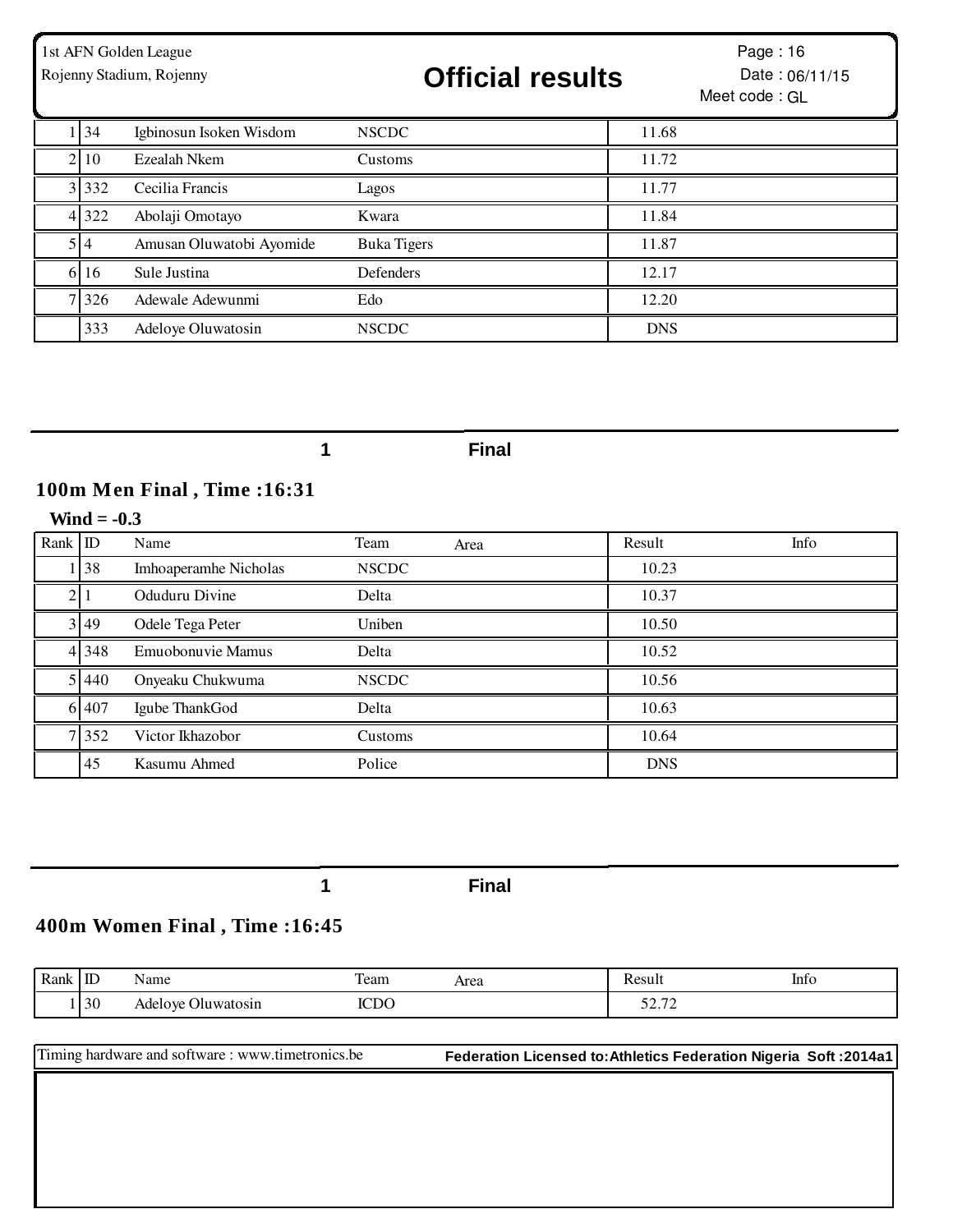| Rank | ID | Name | Team | Area | Result | Info |
|---|---|---|---|---|---|---|
| 1 | 34 | Igbinosun Isoken Wisdom | NSCDC | | 11.68 | |
| 2 | 10 | Ezealah Nkem | Customs | | 11.72 | |
| 3 | 332 | Cecilia Francis | Lagos | | 11.77 | |
| 4 | 322 | Abolaji Omotayo | Kwara | | 11.84 | |
| 5 | 4 | Amusan Oluwatobi Ayomide | Buka Tigers | | 11.87 | |
| 6 | 16 | Sule Justina | Defenders | | 12.17 | |
| 7 | 326 | Adewale Adewunmi | Edo | | 12.20 | |
| | 333 | Adeloye Oluwatosin | NSCDC | | DNS | |

**1 Final**

## 100m Men Final , Time :16:31

**Wind = -0.3**

| Rank | ID | Name | Team | Area | Result | Info |
|---|---|---|---|---|---|---|
| 1 | 38 | Imhoaperamhe Nicholas | NSCDC | | 10.23 | |
| 2 | 1 | Oduduru Divine | Delta | | 10.37 | |
| 3 | 49 | Odele Tega Peter | Uniben | | 10.50 | |
| 4 | 348 | Emuobonuvie Mamus | Delta | | 10.52 | |
| 5 | 440 | Onyeaku Chukwuma | NSCDC | | 10.56 | |
| 6 | 407 | Igube ThankGod | Delta | | 10.63 | |
| 7 | 352 | Victor Ikhazobor | Customs | | 10.64 | |
| | 45 | Kasumu Ahmed | Police | | DNS | |

**1 Final**

## 400m Women Final , Time :16:45

| Rank | ID | Name | Team | Area | Result | Info |
|---|---|---|---|---|---|---|
| 1 | 30 | Adeloye Oluwatosin | ICDO | | 52.72 | |

Timing hardware and software : www.timetronics.be

**Federation Licensed to:Athletics Federation Nigeria Soft :2014a1**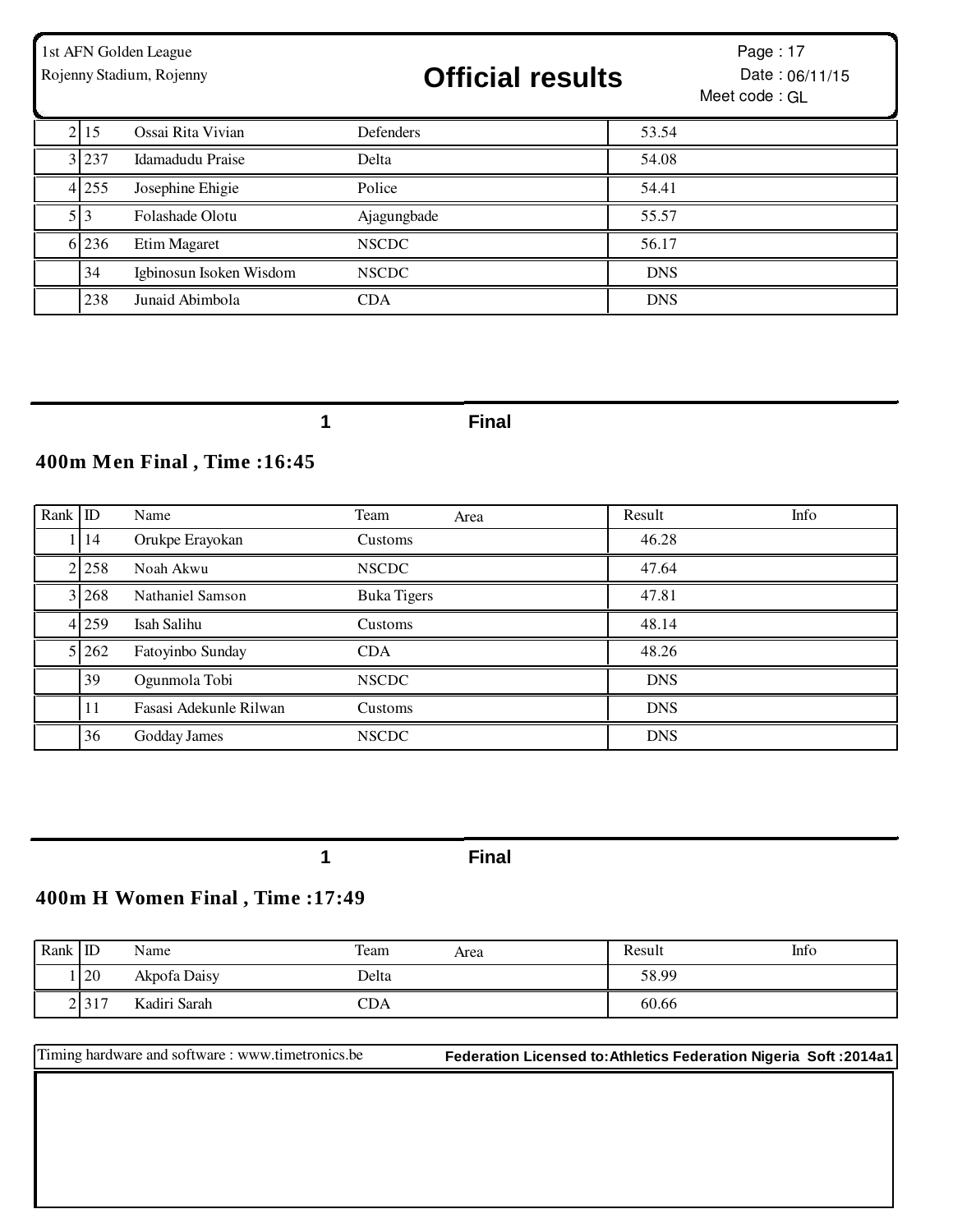| Rank | ID | Name | Team | Area | Result | Info |
|---|---|---|---|---|---|---|
| 2 | 15 | Ossai Rita Vivian | Defenders | | 53.54 | |
| 3 | 237 | Idamadudu Praise | Delta | | 54.08 | |
| 4 | 255 | Josephine Ehigie | Police | | 54.41 | |
| 5 | 3 | Folashade Olotu | Ajagungbade | | 55.57 | |
| 6 | 236 | Etim Magaret | NSCDC | | 56.17 | |
| | 34 | Igbinosun Isoken Wisdom | NSCDC | | DNS | |
| | 238 | Junaid Abimbola | CDA | | DNS | |

**1 Final**

## 400m Men Final , Time :16:45

| Rank | ID | Name | Team | Area | Result | Info |
|---|---|---|---|---|---|---|
| 1 | 14 | Orukpe Erayokan | Customs | | 46.28 | |
| 2 | 258 | Noah Akwu | NSCDC | | 47.64 | |
| 3 | 268 | Nathaniel Samson | Buka Tigers | | 47.81 | |
| 4 | 259 | Isah Salihu | Customs | | 48.14 | |
| 5 | 262 | Fatoyinbo Sunday | CDA | | 48.26 | |
| | 39 | Ogunmola Tobi | NSCDC | | DNS | |
| | 11 | Fasasi Adekunle Rilwan | Customs | | DNS | |
| | 36 | Godday James | NSCDC | | DNS | |

**1 Final**

## 400m H Women Final , Time :17:49

| Rank | ID | Name | Team | Area | Result | Info |
|---|---|---|---|---|---|---|
| 1 | 20 | Akpofa Daisy | Delta | | 58.99 | |
| 2 | 317 | Kadiri Sarah | CDA | | 60.66 | |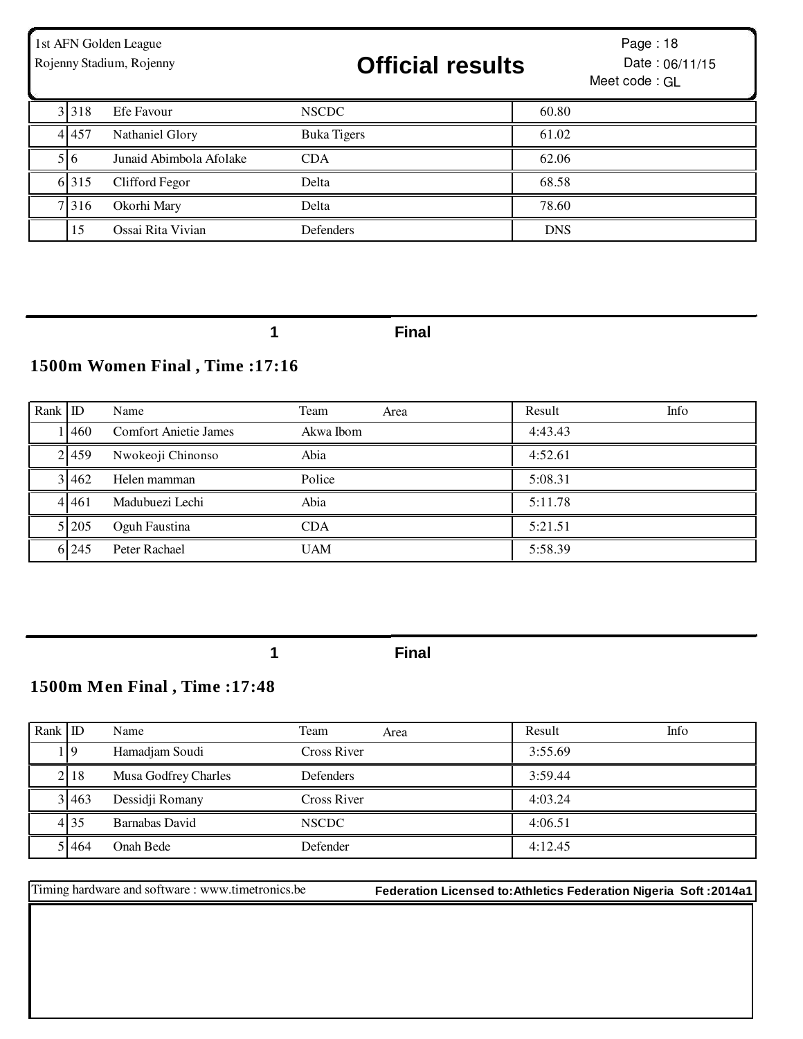| Rank | ID | Name | Team | Area | Result | Info |
|---|---|---|---|---|---|---|
| 3 | 318 | Efe Favour | NSCDC | | 60.80 | |
| 4 | 457 | Nathaniel Glory | Buka Tigers | | 61.02 | |
| 5 | 6 | Junaid Abimbola Afolake | CDA | | 62.06 | |
| 6 | 315 | Clifford Fegor | Delta | | 68.58 | |
| 7 | 316 | Okorhi Mary | Delta | | 78.60 | |
| | 15 | Ossai Rita Vivian | Defenders | | DNS | |

**1 Final**

## 1500m Women Final , Time :17:16

| Rank | ID | Name | Team | Area | Result | Info |
|---|---|---|---|---|---|---|
| 1 | 460 | Comfort Anietie James | Akwa Ibom | | 4:43.43 | |
| 2 | 459 | Nwokeoji Chinonso | Abia | | 4:52.61 | |
| 3 | 462 | Helen mamman | Police | | 5:08.31 | |
| 4 | 461 | Madubuezi Lechi | Abia | | 5:11.78 | |
| 5 | 205 | Oguh Faustina | CDA | | 5:21.51 | |
| 6 | 245 | Peter Rachael | UAM | | 5:58.39 | |

**1 Final**

## 1500m Men Final , Time :17:48

| Rank | ID | Name | Team | Area | Result | Info |
|---|---|---|---|---|---|---|
| 1 | 9 | Hamadjam Soudi | Cross River | | 3:55.69 | |
| 2 | 18 | Musa Godfrey Charles | Defenders | | 3:59.44 | |
| 3 | 463 | Dessidji Romany | Cross River | | 4:03.24 | |
| 4 | 35 | Barnabas David | NSCDC | | 4:06.51 | |
| 5 | 464 | Onah Bede | Defender | | 4:12.45 | |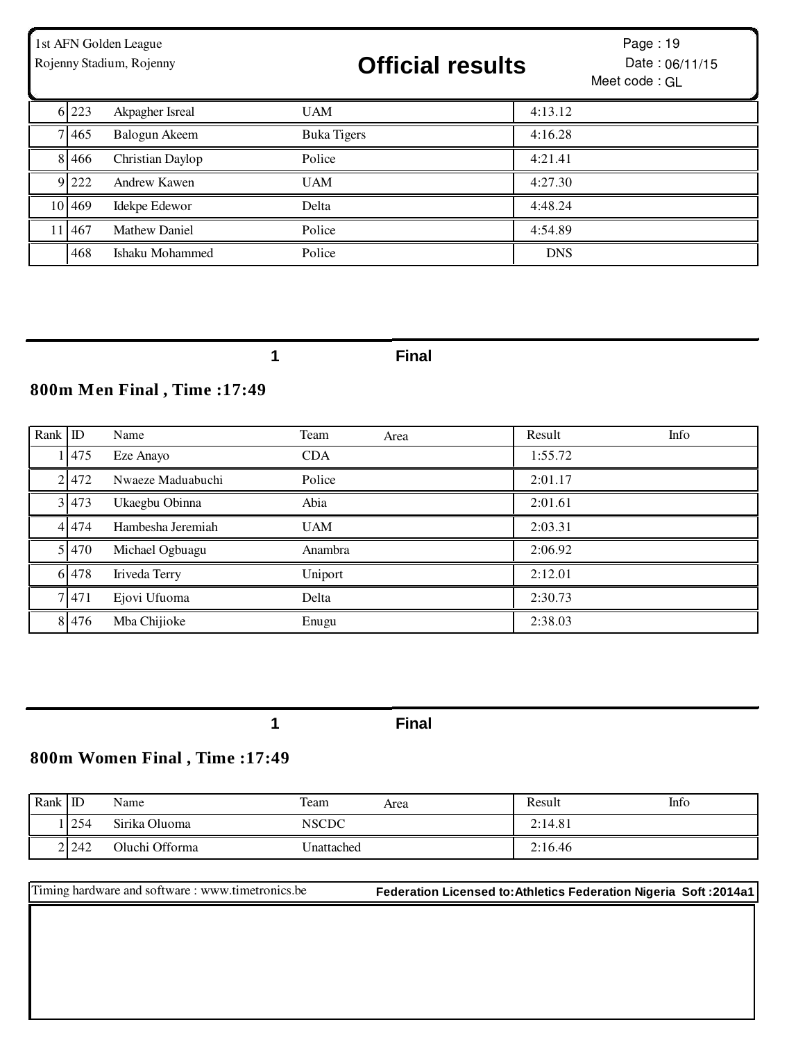| Rank | ID | Name | Team | Area | Result | Info |
|---|---|---|---|---|---|---|
| 6 | 223 | Akpagher Isreal | UAM | | 4:13.12 | |
| 7 | 465 | Balogun Akeem | Buka Tigers | | 4:16.28 | |
| 8 | 466 | Christian Daylop | Police | | 4:21.41 | |
| 9 | 222 | Andrew Kawen | UAM | | 4:27.30 | |
| 10 | 469 | Idekpe Edewor | Delta | | 4:48.24 | |
| 11 | 467 | Mathew Daniel | Police | | 4:54.89 | |
| | 468 | Ishaku Mohammed | Police | | DNS | |

1 Final

## 800m Men Final , Time :17:49

| Rank | ID | Name | Team | Area | Result | Info |
|---|---|---|---|---|---|---|
| 1 | 475 | Eze Anayo | CDA | | 1:55.72 | |
| 2 | 472 | Nwaeze Maduabuchi | Police | | 2:01.17 | |
| 3 | 473 | Ukaegbu Obinna | Abia | | 2:01.61 | |
| 4 | 474 | Hambesha Jeremiah | UAM | | 2:03.31 | |
| 5 | 470 | Michael Ogbuagu | Anambra | | 2:06.92 | |
| 6 | 478 | Iriveda Terry | Uniport | | 2:12.01 | |
| 7 | 471 | Ejovi Ufuoma | Delta | | 2:30.73 | |
| 8 | 476 | Mba Chijioke | Enugu | | 2:38.03 | |

1 Final

## 800m Women Final , Time :17:49

| Rank | ID | Name | Team | Area | Result | Info |
|---|---|---|---|---|---|---|
| 1 | 254 | Sirika Oluoma | NSCDC | | 2:14.81 | |
| 2 | 242 | Oluchi Offorma | Unattached | | 2:16.46 | |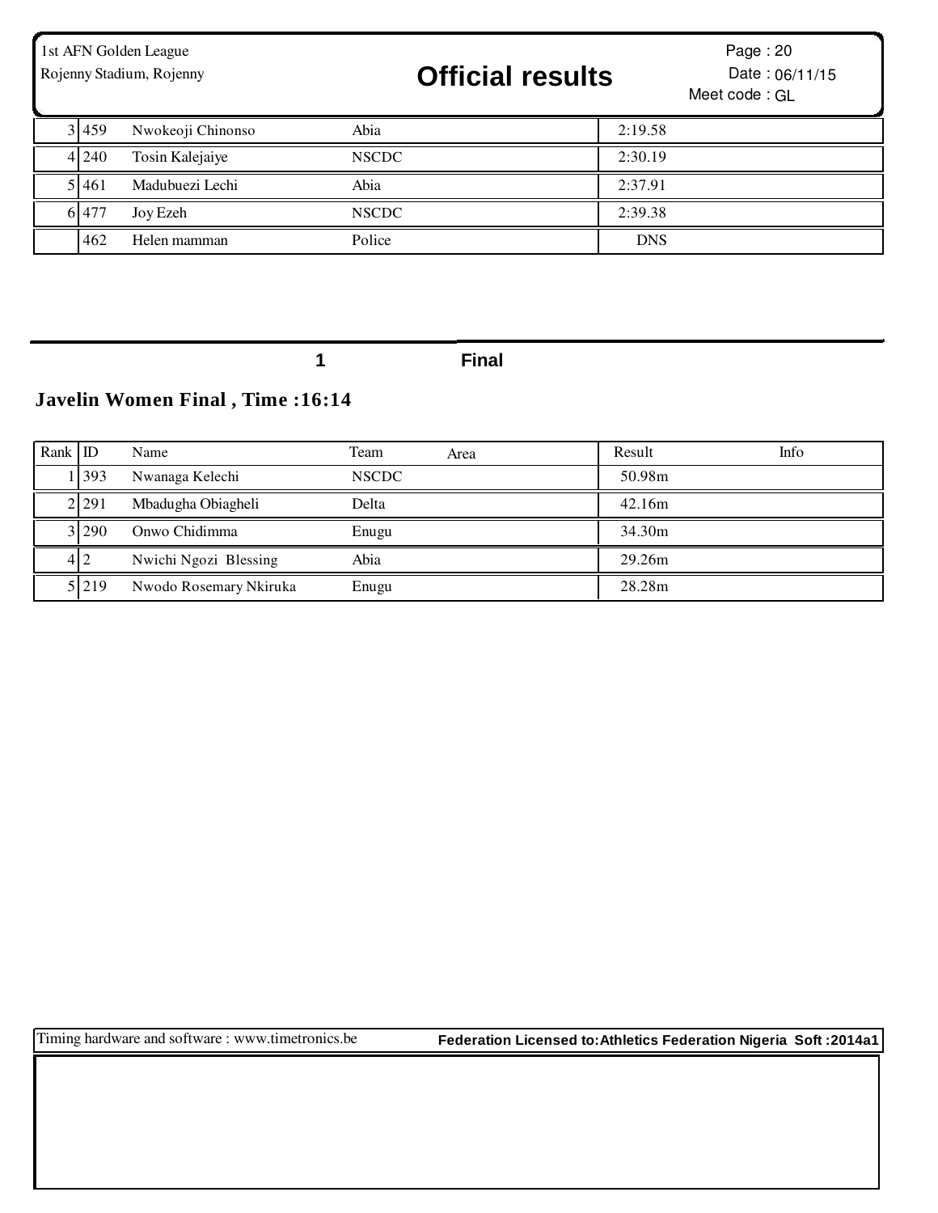| | | | | |
|---|---|---|---|---|
| 3 | 459 | Nwokeoji Chinonso | Abia | 2:19.58 |
| 4 | 240 | Tosin Kalejaiye | NSCDC | 2:30.19 |
| 5 | 461 | Madubuezi Lechi | Abia | 2:37.91 |
| 6 | 477 | Joy Ezeh | NSCDC | 2:39.38 |
| | 462 | Helen mamman | Police | DNS |

1 Final

## Javelin Women Final , Time :16:14

| Rank | ID | Name | Team | Area | Result | Info |
|---|---|---|---|---|---|---|
| 1 | 393 | Nwanaga Kelechi | NSCDC | | 50.98m | |
| 2 | 291 | Mbadugha Obiagheli | Delta | | 42.16m | |
| 3 | 290 | Onwo Chidimma | Enugu | | 34.30m | |
| 4 | 2 | Nwichi Ngozi Blessing | Abia | | 29.26m | |
| 5 | 219 | Nwodo Rosemary Nkiruka | Enugu | | 28.28m | |